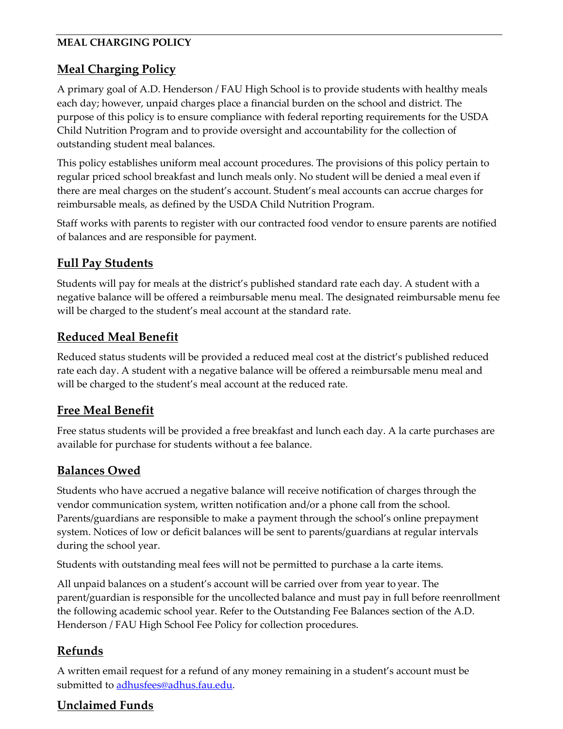**MEAL CHARGING POLICY**

## Meal Charging Policy

A primary goal of A.D. Henderson / FAU High School is to provide students with healthy meals each day; however, unpaid charges place a financial burden on the school and district. The purpose of this policy is to ensure compliance with federal reporting requirements for the USDA Child Nutrition Program and to provide oversight and accountability for the collection of outstanding student meal balances.

This policy establishes uniform meal account procedures. The provisions of this policy pertain to regular priced school breakfast and lunch meals only. No student will be denied a meal even if there are meal charges on the student's account. Student's meal accounts can accrue charges for reimbursable meals, as defined by the USDA Child Nutrition Program.

Staff works with parents to register with our contracted food vendor to ensure parents are notified of balances and are responsible for payment.

## Full Pay Students

Students will pay for meals at the district's published standard rate each day. A student with a negative balance will be offered a reimbursable menu meal. The designated reimbursable menu fee will be charged to the student's meal account at the standard rate.

## Reduced Meal Benefit

Reduced status students will be provided a reduced meal cost at the district's published reduced rate each day. A student with a negative balance will be offered a reimbursable menu meal and will be charged to the student's meal account at the reduced rate.

## Free Meal Benefit

Free status students will be provided a free breakfast and lunch each day. A la carte purchases are available for purchase for students without a fee balance.

## Balances Owed

Students who have accrued a negative balance will receive notification of charges through the vendor communication system, written notification and/or a phone call from the school. Parents/guardians are responsible to make a payment through the school's online prepayment system. Notices of low or deficit balances will be sent to parents/guardians at regular intervals during the school year.

Students with outstanding meal fees will not be permitted to purchase a la carte items.

All unpaid balances on a student's account will be carried over from year to year. The parent/guardian is responsible for the uncollected balance and must pay in full before reenrollment the following academic school year. Refer to the Outstanding Fee Balances section of the A.D. Henderson / FAU High School Fee Policy for collection procedures.

## Refunds

A written email request for a refund of any money remaining in a student's account must be submitted to adhusfees@adhus.fau.edu.

## Unclaimed Funds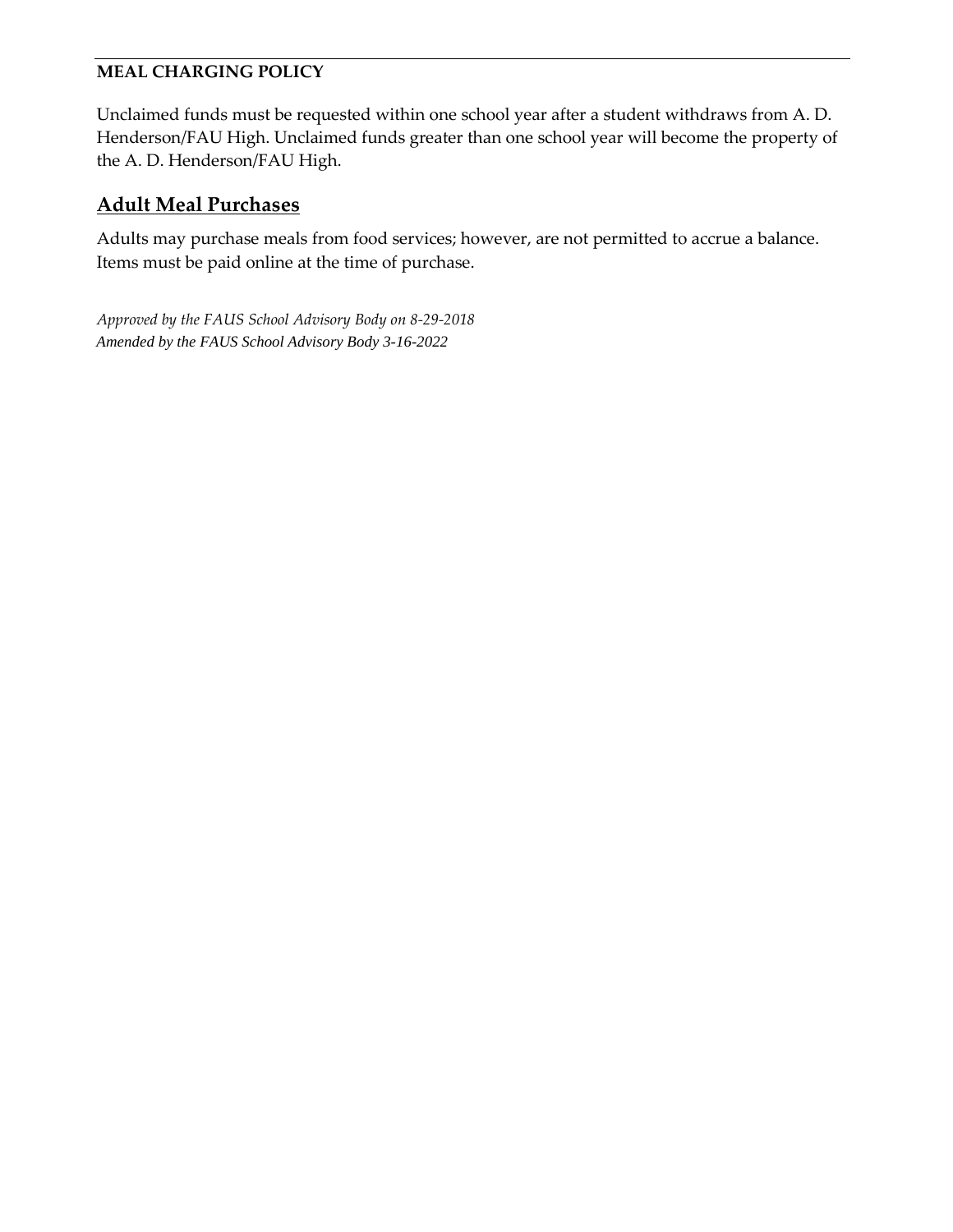Unclaimed funds must be requested within one school year after a student withdraws from A. D. Henderson/FAU High. Unclaimed funds greater than one school year will become the property of the A. D. Henderson/FAU High.

## Adult Meal Purchases

Adults may purchase meals from food services; however, are not permitted to accrue a balance. Items must be paid online at the time of purchase.

*Approved by the FAUS School Advisory Body on 8-29-2018*
*Amended by the FAUS School Advisory Body 3-16-2022*